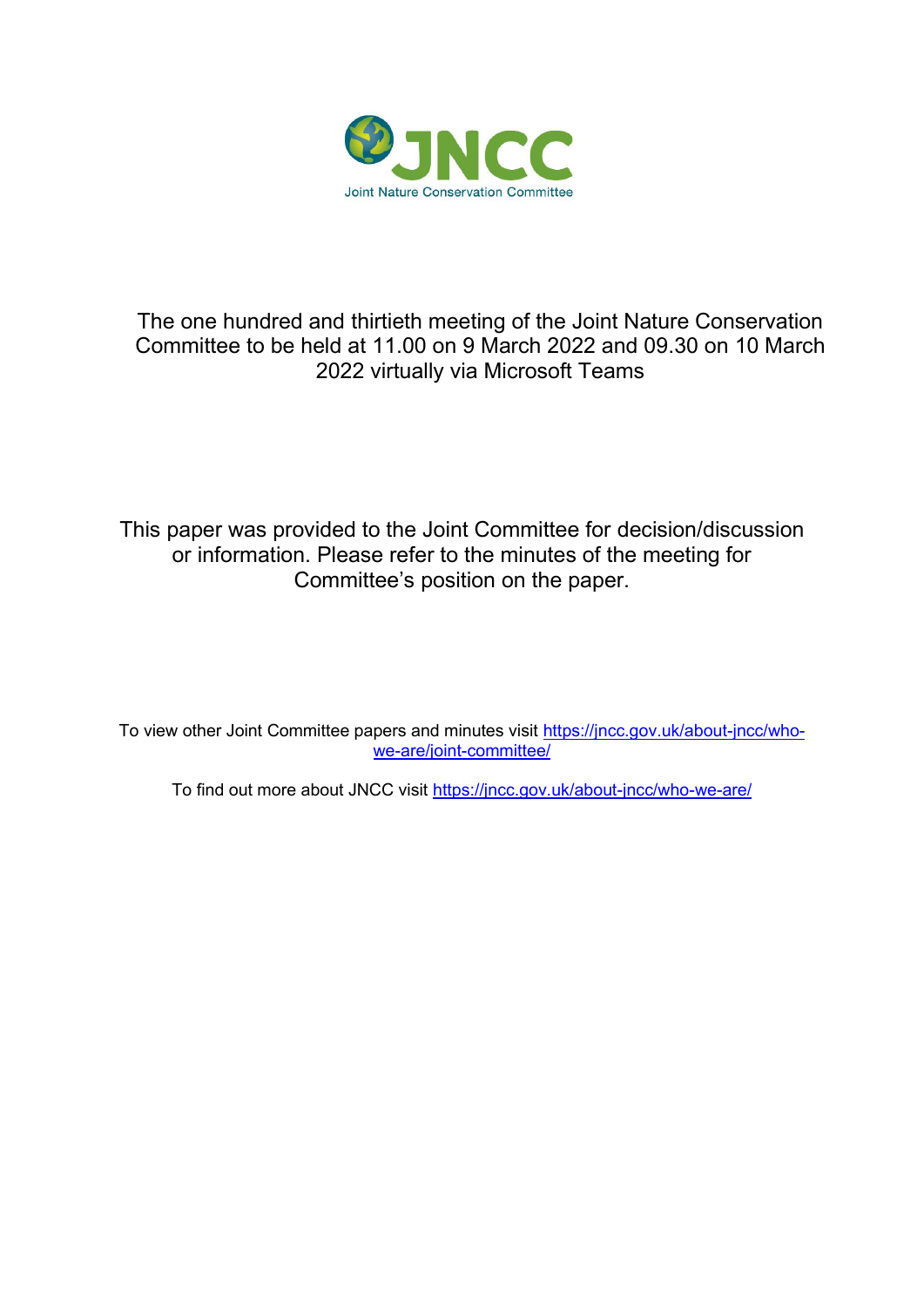JNCC

Joint Nature Conservation Committee

The one hundred and thirtieth meeting of the Joint Nature Conservation Committee to be held at 11.00 on 9 March 2022 and 09.30 on 10 March 2022 virtually via Microsoft Teams

This paper was provided to the Joint Committee for decision/discussion or information. Please refer to the minutes of the meeting for Committee's position on the paper.

To view other Joint Committee papers and minutes visit [https://jncc.gov.uk/about-jncc/who-we-are/joint-committee/](https://jncc.gov.uk/about-jncc/who-we-are/joint-committee/)

To find out more about JNCC visit [https://jncc.gov.uk/about-jncc/who-we-are/](https://jncc.gov.uk/about-jncc/who-we-are/)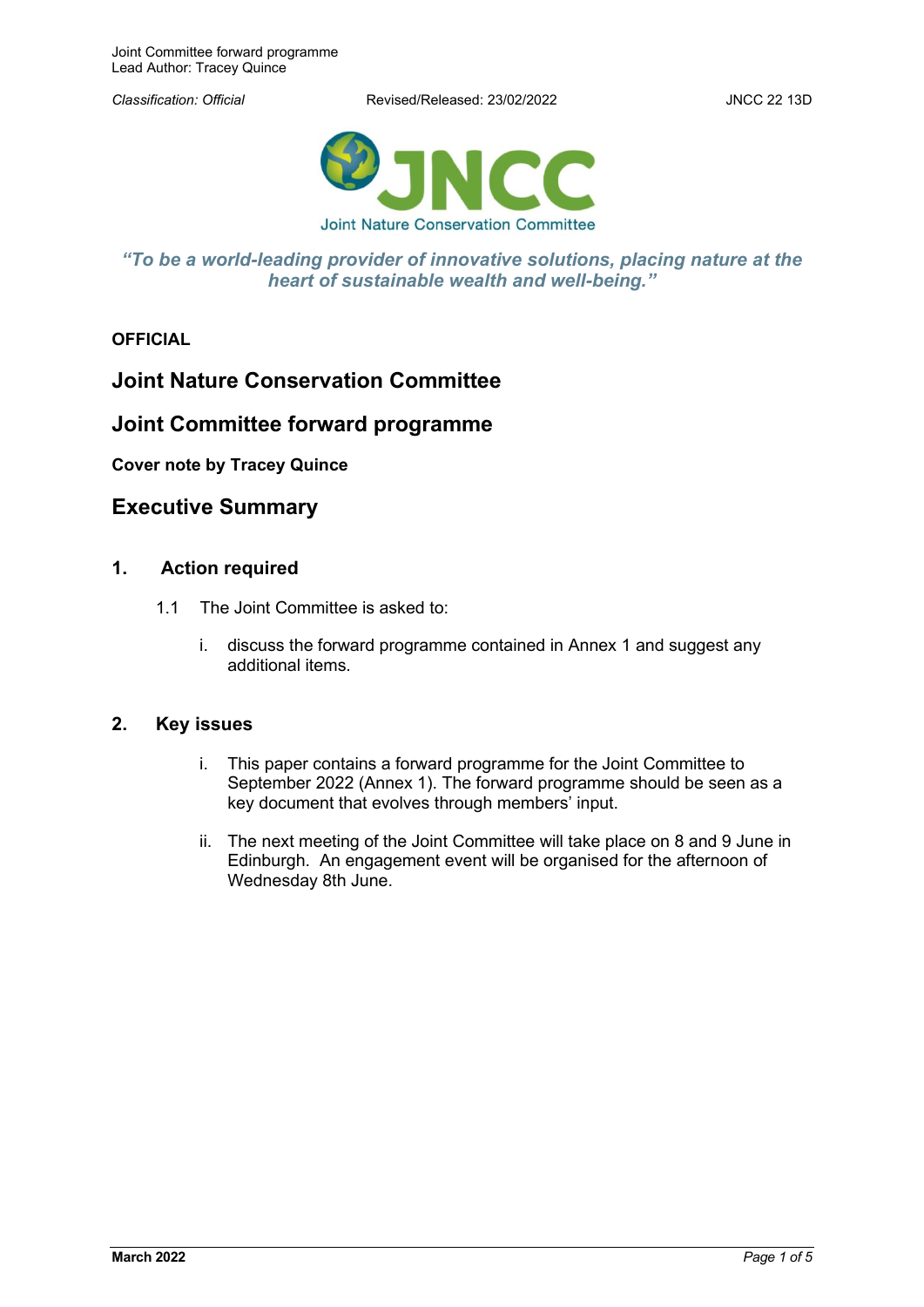**OFFICIAL**

# Joint Nature Conservation Committee

# Joint Committee forward programme

**Cover note by Tracey Quince**

## Executive Summary

### 1. Action required

1.1 The Joint Committee is asked to:

i. discuss the forward programme contained in Annex 1 and suggest any additional items.

### 2. Key issues

i. This paper contains a forward programme for the Joint Committee to September 2022 (Annex 1). The forward programme should be seen as a key document that evolves through members' input.

ii. The next meeting of the Joint Committee will take place on 8 and 9 June in Edinburgh. An engagement event will be organised for the afternoon of Wednesday 8th June.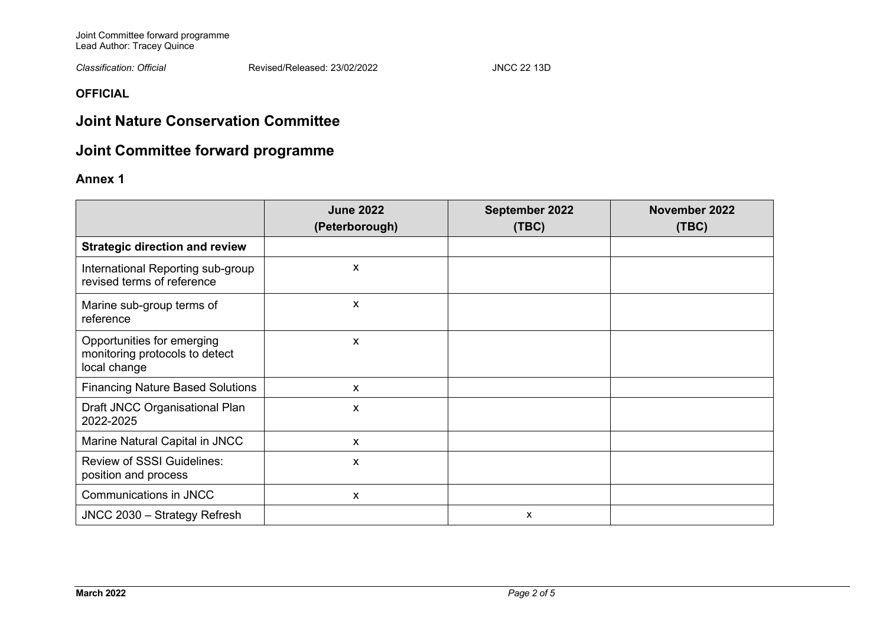**OFFICIAL**

# Joint Nature Conservation Committee

# Joint Committee forward programme

## Annex 1

| | June 2022 (Peterborough) | September 2022 (TBC) | November 2022 (TBC) |
|---|---|---|---|
| **Strategic direction and review** | | | |
| International Reporting sub-group revised terms of reference | x | | |
| Marine sub-group terms of reference | x | | |
| Opportunities for emerging monitoring protocols to detect local change | x | | |
| Financing Nature Based Solutions | x | | |
| Draft JNCC Organisational Plan 2022-2025 | x | | |
| Marine Natural Capital in JNCC | x | | |
| Review of SSSI Guidelines: position and process | x | | |
| Communications in JNCC | x | | |
| JNCC 2030 – Strategy Refresh | | x | |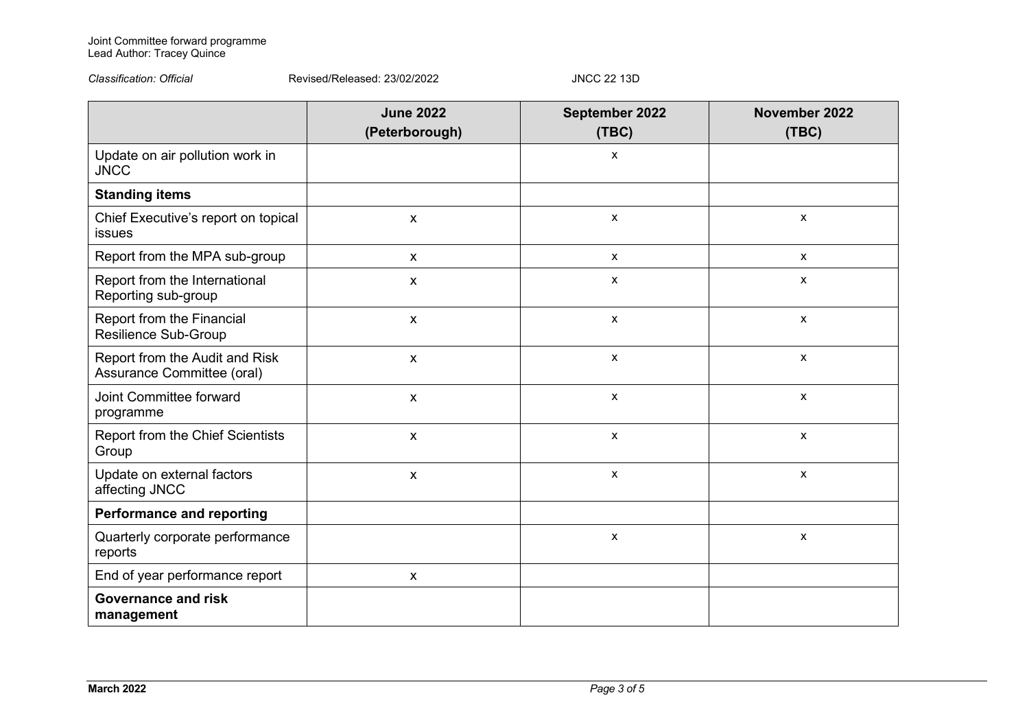Joint Committee forward programme
Lead Author: Tracey Quince

*Classification: Official* Revised/Released: 23/02/2022 JNCC 22 13D

| | **June 2022 (Peterborough)** | **September 2022 (TBC)** | **November 2022 (TBC)** |
|---|---|---|---|
| Update on air pollution work in JNCC | | x | |
| **Standing items** | | | |
| Chief Executive's report on topical issues | x | x | x |
| Report from the MPA sub-group | x | x | x |
| Report from the International Reporting sub-group | x | x | x |
| Report from the Financial Resilience Sub-Group | x | x | x |
| Report from the Audit and Risk Assurance Committee (oral) | x | x | x |
| Joint Committee forward programme | x | x | x |
| Report from the Chief Scientists Group | x | x | x |
| Update on external factors affecting JNCC | x | x | x |
| **Performance and reporting** | | | |
| Quarterly corporate performance reports | | x | x |
| End of year performance report | x | | |
| **Governance and risk management** | | | |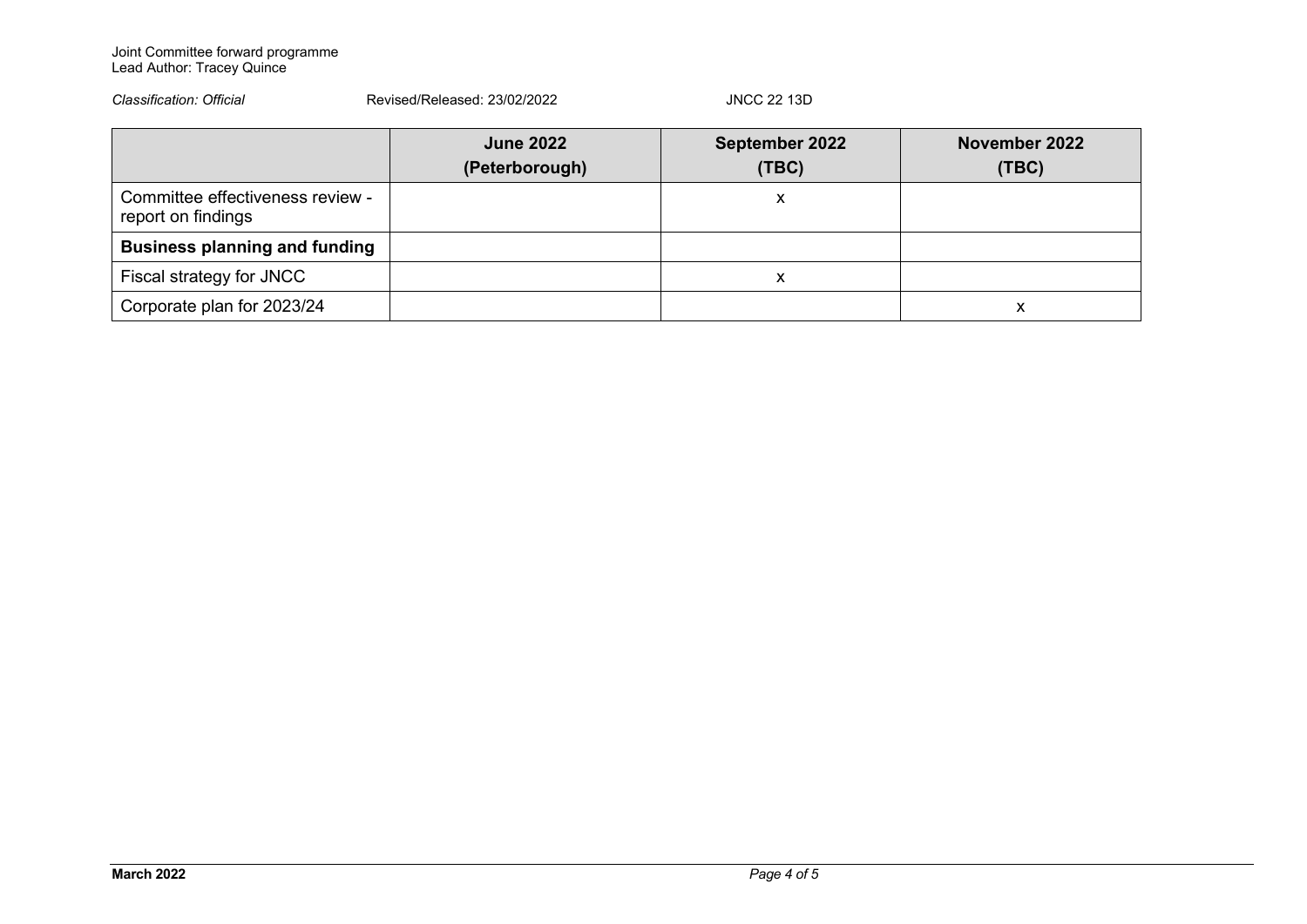| | June 2022 (Peterborough) | September 2022 (TBC) | November 2022 (TBC) |
|---|---|---|---|
| Committee effectiveness review - report on findings | | x | |
| **Business planning and funding** | | | |
| Fiscal strategy for JNCC | | x | |
| Corporate plan for 2023/24 | | | x |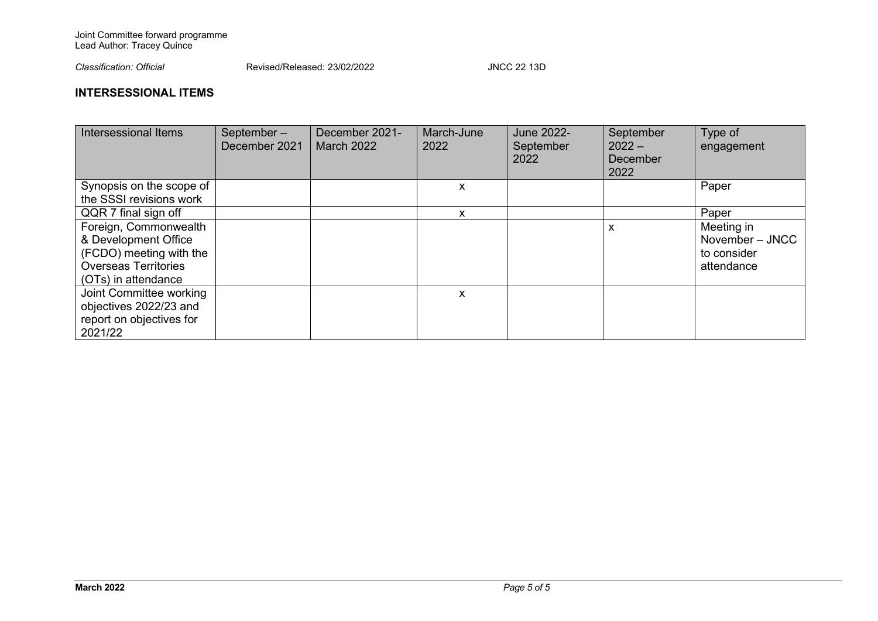## INTERSESSIONAL ITEMS

| Intersessional Items | September – December 2021 | December 2021-March 2022 | March-June 2022 | June 2022-September 2022 | September 2022 – December 2022 | Type of engagement |
|---|---|---|---|---|---|---|
| Synopsis on the scope of the SSSI revisions work | | | x | | | Paper |
| QQR 7 final sign off | | | x | | | Paper |
| Foreign, Commonwealth & Development Office (FCDO) meeting with the Overseas Territories (OTs) in attendance | | | | | x | Meeting in November – JNCC to consider attendance |
| Joint Committee working objectives 2022/23 and report on objectives for 2021/22 | | | x | | | |